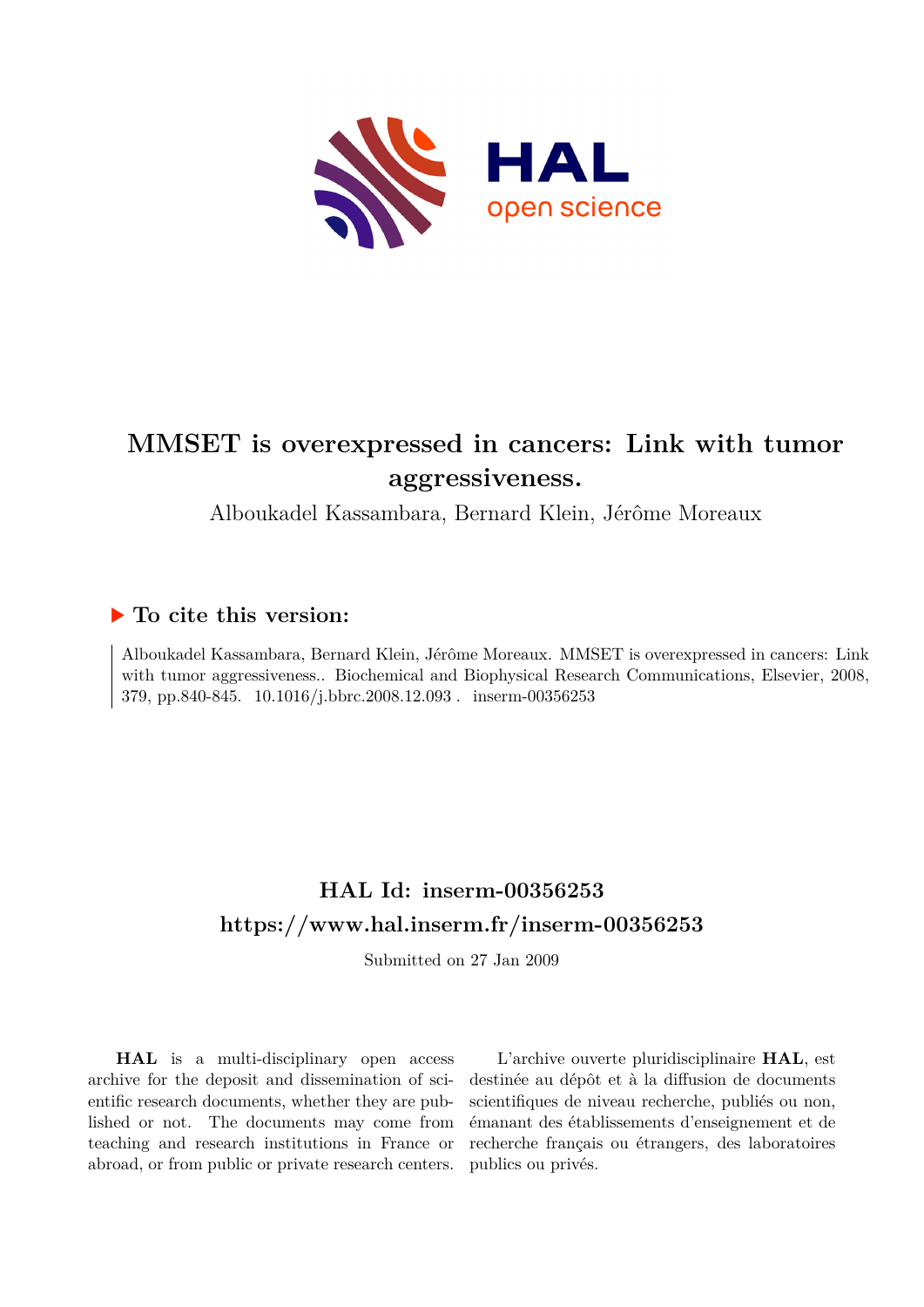# MMSET is overexpressed in cancers: Link with tumor aggressiveness.

Alboukadel Kassambara, Bernard Klein, Jérôme Moreaux

## ▶ To cite this version:

Alboukadel Kassambara, Bernard Klein, Jérôme Moreaux. MMSET is overexpressed in cancers: Link with tumor aggressiveness.. Biochemical and Biophysical Research Communications, Elsevier, 2008, 379, pp.840-845. 10.1016/j.bbrc.2008.12.093 . inserm-00356253

## HAL Id: inserm-00356253
## https://www.hal.inserm.fr/inserm-00356253

Submitted on 27 Jan 2009

**HAL** is a multi-disciplinary open access archive for the deposit and dissemination of scientific research documents, whether they are published or not. The documents may come from teaching and research institutions in France or abroad, or from public or private research centers.

L'archive ouverte pluridisciplinaire **HAL**, est destinée au dépôt et à la diffusion de documents scientifiques de niveau recherche, publiés ou non, émanant des établissements d'enseignement et de recherche français ou étrangers, des laboratoires publics ou privés.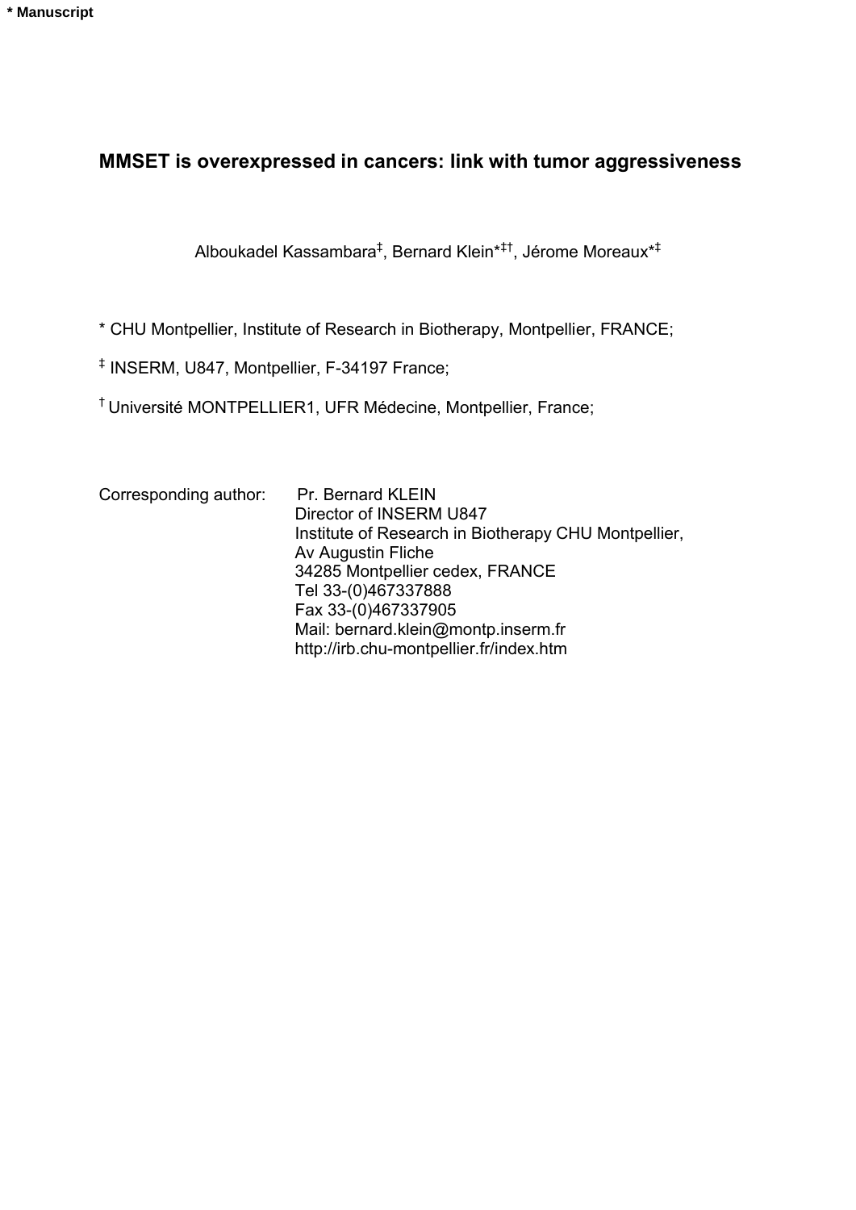**MMSET is overexpressed in cancers: link with tumor aggressiveness**

Alboukadel Kassambara[‡], Bernard Klein[*‡†], Jérome Moreaux[*‡]

[*] CHU Montpellier, Institute of Research in Biotherapy, Montpellier, FRANCE;

[‡] INSERM, U847, Montpellier, F-34197 France;

[†] Université MONTPELLIER1, UFR Médecine, Montpellier, France;

Corresponding author: Pr. Bernard KLEIN
Director of INSERM U847
Institute of Research in Biotherapy CHU Montpellier,
Av Augustin Fliche
34285 Montpellier cedex, FRANCE
Tel 33-(0)467337888
Fax 33-(0)467337905
Mail: bernard.klein@montp.inserm.fr
http://irb.chu-montpellier.fr/index.htm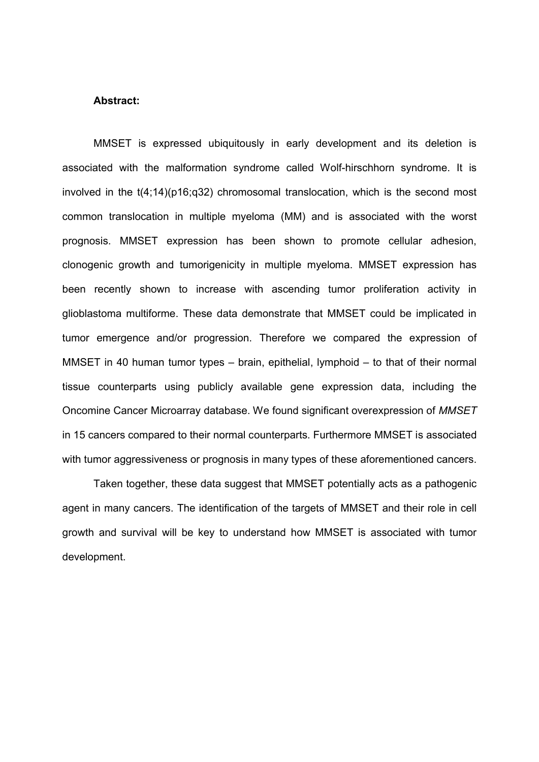**Abstract:**

MMSET is expressed ubiquitously in early development and its deletion is associated with the malformation syndrome called Wolf-hirschhorn syndrome. It is involved in the t(4;14)(p16;q32) chromosomal translocation, which is the second most common translocation in multiple myeloma (MM) and is associated with the worst prognosis. MMSET expression has been shown to promote cellular adhesion, clonogenic growth and tumorigenicity in multiple myeloma. MMSET expression has been recently shown to increase with ascending tumor proliferation activity in glioblastoma multiforme. These data demonstrate that MMSET could be implicated in tumor emergence and/or progression. Therefore we compared the expression of MMSET in 40 human tumor types – brain, epithelial, lymphoid – to that of their normal tissue counterparts using publicly available gene expression data, including the Oncomine Cancer Microarray database. We found significant overexpression of *MMSET* in 15 cancers compared to their normal counterparts. Furthermore MMSET is associated with tumor aggressiveness or prognosis in many types of these aforementioned cancers.

Taken together, these data suggest that MMSET potentially acts as a pathogenic agent in many cancers. The identification of the targets of MMSET and their role in cell growth and survival will be key to understand how MMSET is associated with tumor development.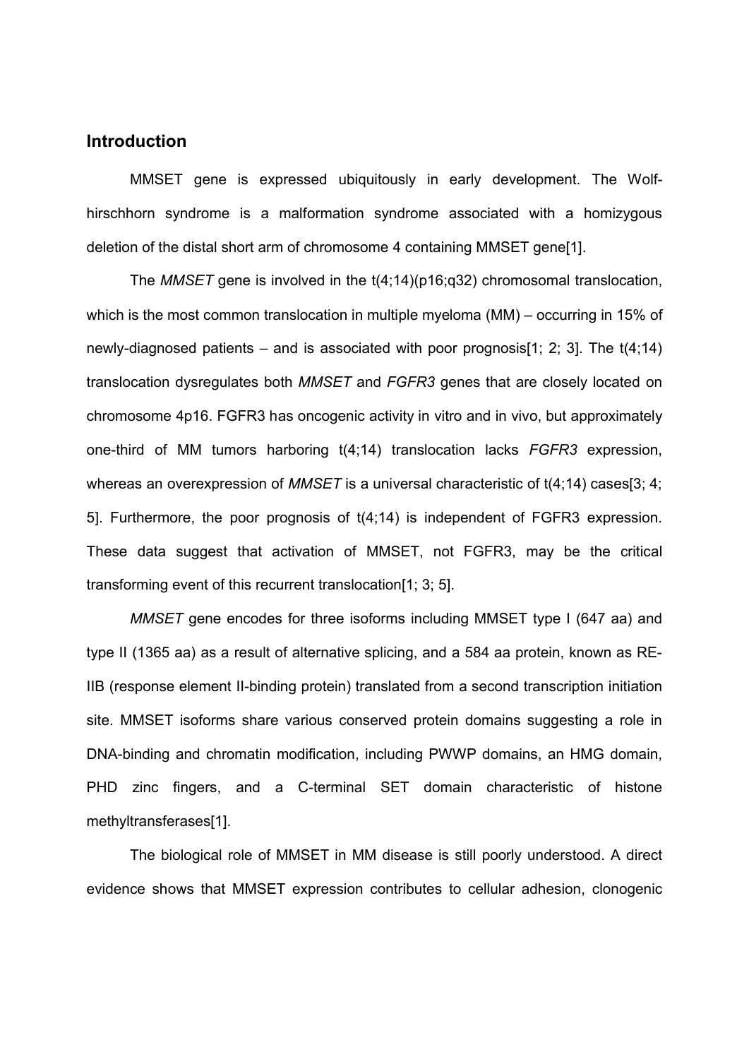## Introduction

MMSET gene is expressed ubiquitously in early development. The Wolf-hirschhorn syndrome is a malformation syndrome associated with a homizygous deletion of the distal short arm of chromosome 4 containing MMSET gene[1].

The *MMSET* gene is involved in the t(4;14)(p16;q32) chromosomal translocation, which is the most common translocation in multiple myeloma (MM) – occurring in 15% of newly-diagnosed patients – and is associated with poor prognosis[1; 2; 3]. The t(4;14) translocation dysregulates both *MMSET* and *FGFR3* genes that are closely located on chromosome 4p16. FGFR3 has oncogenic activity in vitro and in vivo, but approximately one-third of MM tumors harboring t(4;14) translocation lacks *FGFR3* expression, whereas an overexpression of *MMSET* is a universal characteristic of t(4;14) cases[3; 4; 5]. Furthermore, the poor prognosis of t(4;14) is independent of FGFR3 expression. These data suggest that activation of MMSET, not FGFR3, may be the critical transforming event of this recurrent translocation[1; 3; 5].

*MMSET* gene encodes for three isoforms including MMSET type I (647 aa) and type II (1365 aa) as a result of alternative splicing, and a 584 aa protein, known as RE-IIB (response element II-binding protein) translated from a second transcription initiation site. MMSET isoforms share various conserved protein domains suggesting a role in DNA-binding and chromatin modification, including PWWP domains, an HMG domain, PHD zinc fingers, and a C-terminal SET domain characteristic of histone methyltransferases[1].

The biological role of MMSET in MM disease is still poorly understood. A direct evidence shows that MMSET expression contributes to cellular adhesion, clonogenic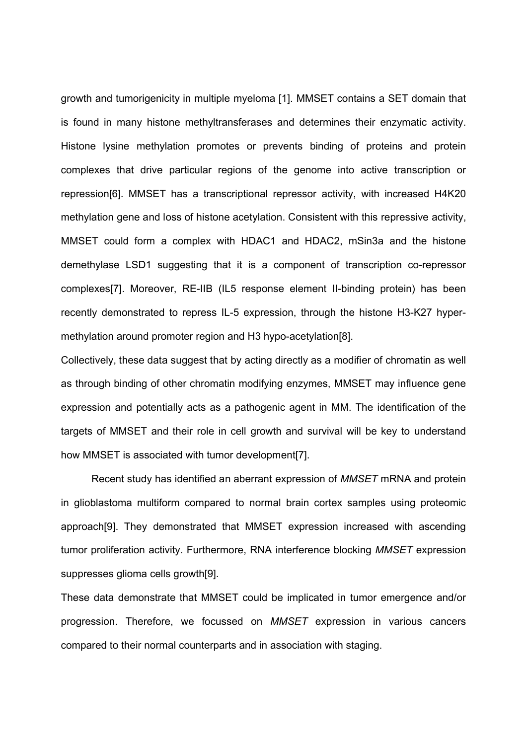growth and tumorigenicity in multiple myeloma [1]. MMSET contains a SET domain that is found in many histone methyltransferases and determines their enzymatic activity. Histone lysine methylation promotes or prevents binding of proteins and protein complexes that drive particular regions of the genome into active transcription or repression[6]. MMSET has a transcriptional repressor activity, with increased H4K20 methylation gene and loss of histone acetylation. Consistent with this repressive activity, MMSET could form a complex with HDAC1 and HDAC2, mSin3a and the histone demethylase LSD1 suggesting that it is a component of transcription co-repressor complexes[7]. Moreover, RE-IIB (IL5 response element II-binding protein) has been recently demonstrated to repress IL-5 expression, through the histone H3-K27 hyper-methylation around promoter region and H3 hypo-acetylation[8].

Collectively, these data suggest that by acting directly as a modifier of chromatin as well as through binding of other chromatin modifying enzymes, MMSET may influence gene expression and potentially acts as a pathogenic agent in MM. The identification of the targets of MMSET and their role in cell growth and survival will be key to understand how MMSET is associated with tumor development[7].

Recent study has identified an aberrant expression of *MMSET* mRNA and protein in glioblastoma multiform compared to normal brain cortex samples using proteomic approach[9]. They demonstrated that MMSET expression increased with ascending tumor proliferation activity. Furthermore, RNA interference blocking *MMSET* expression suppresses glioma cells growth[9].

These data demonstrate that MMSET could be implicated in tumor emergence and/or progression. Therefore, we focussed on *MMSET* expression in various cancers compared to their normal counterparts and in association with staging.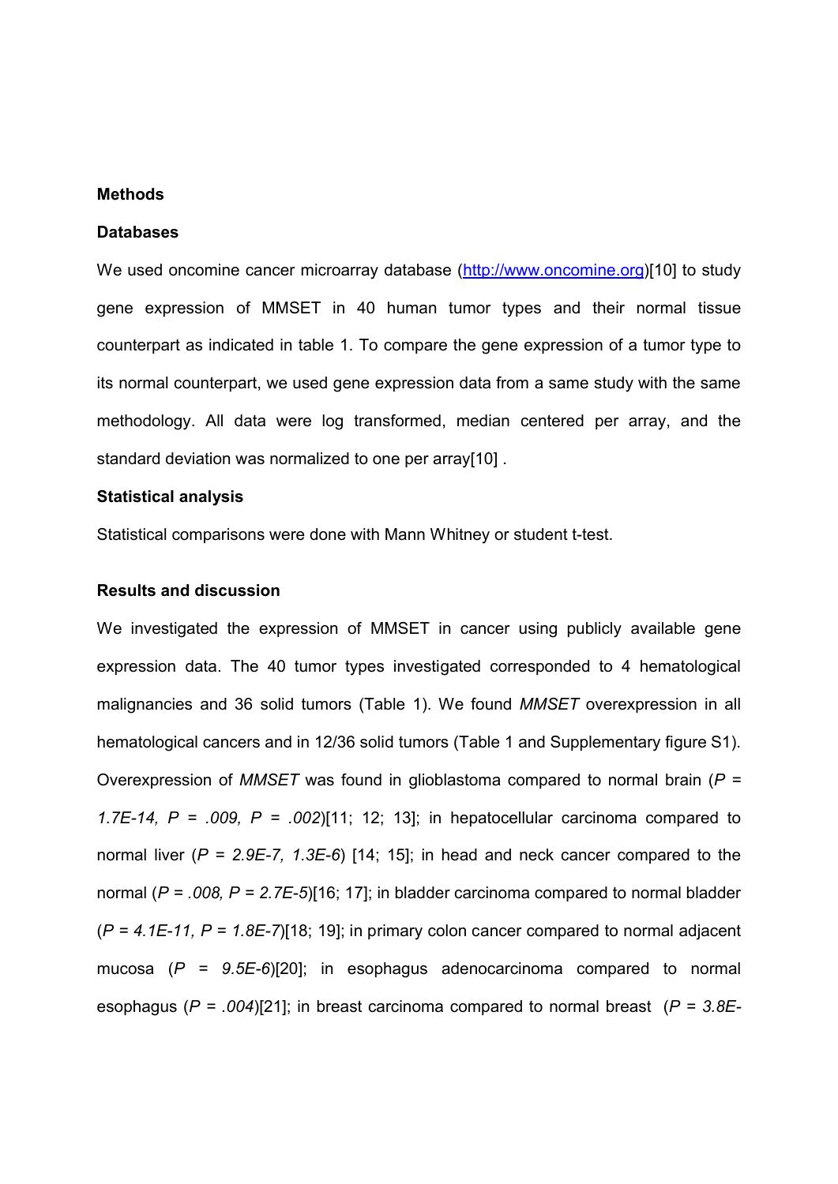## Methods

### Databases

We used oncomine cancer microarray database (http://www.oncomine.org)[10] to study gene expression of MMSET in 40 human tumor types and their normal tissue counterpart as indicated in table 1. To compare the gene expression of a tumor type to its normal counterpart, we used gene expression data from a same study with the same methodology. All data were log transformed, median centered per array, and the standard deviation was normalized to one per array[10] .

### Statistical analysis

Statistical comparisons were done with Mann Whitney or student t-test.

## Results and discussion

We investigated the expression of MMSET in cancer using publicly available gene expression data. The 40 tumor types investigated corresponded to 4 hematological malignancies and 36 solid tumors (Table 1). We found *MMSET* overexpression in all hematological cancers and in 12/36 solid tumors (Table 1 and Supplementary figure S1). Overexpression of *MMSET* was found in glioblastoma compared to normal brain (*P = 1.7E-14, P = .009, P = .002*)[11; 12; 13]; in hepatocellular carcinoma compared to normal liver (*P = 2.9E-7, 1.3E-6*) [14; 15]; in head and neck cancer compared to the normal (*P = .008, P = 2.7E-5*)[16; 17]; in bladder carcinoma compared to normal bladder (*P = 4.1E-11, P = 1.8E-7*)[18; 19]; in primary colon cancer compared to normal adjacent mucosa (*P = 9.5E-6*)[20]; in esophagus adenocarcinoma compared to normal esophagus (*P = .004*)[21]; in breast carcinoma compared to normal breast (*P = 3.8E-*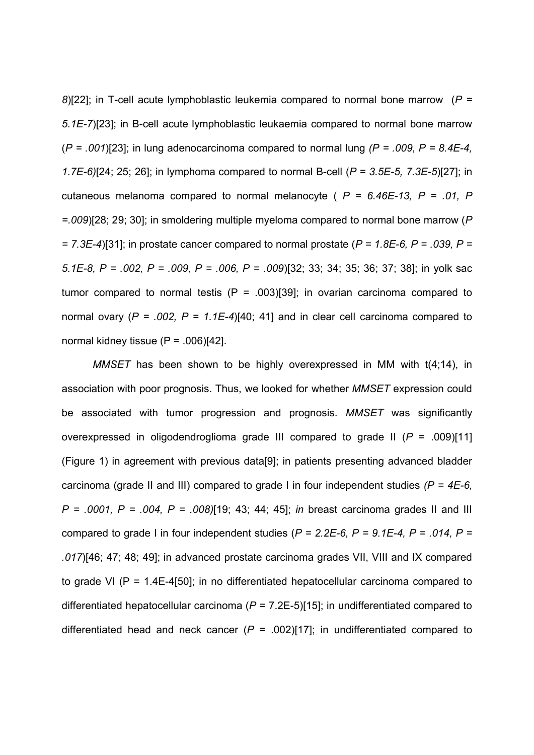*8*)[22]; in T-cell acute lymphoblastic leukemia compared to normal bone marrow (*P = 5.1E-7*)[23]; in B-cell acute lymphoblastic leukaemia compared to normal bone marrow (*P = .001*)[23]; in lung adenocarcinoma compared to normal lung *(P = .009, P = 8.4E-4, 1.7E-6)*[24; 25; 26]; in lymphoma compared to normal B-cell (*P = 3.5E-5, 7.3E-5*)[27]; in cutaneous melanoma compared to normal melanocyte ( *P = 6.46E-13, P = .01, P =.009*)[28; 29; 30]; in smoldering multiple myeloma compared to normal bone marrow (*P = 7.3E-4*)[31]; in prostate cancer compared to normal prostate (*P = 1.8E-6, P = .039, P = 5.1E-8, P = .002, P = .009, P = .006, P = .009*)[32; 33; 34; 35; 36; 37; 38]; in yolk sac tumor compared to normal testis (P = .003)[39]; in ovarian carcinoma compared to normal ovary (*P = .002, P = 1.1E-4*)[40; 41] and in clear cell carcinoma compared to normal kidney tissue (P = .006)[42].

*MMSET* has been shown to be highly overexpressed in MM with t(4;14), in association with poor prognosis. Thus, we looked for whether *MMSET* expression could be associated with tumor progression and prognosis. *MMSET* was significantly overexpressed in oligodendroglioma grade III compared to grade II (*P* = .009)[11] (Figure 1) in agreement with previous data[9]; in patients presenting advanced bladder carcinoma (grade II and III) compared to grade I in four independent studies *(P = 4E-6, P = .0001, P = .004, P = .008)*[19; 43; 44; 45]; *in* breast carcinoma grades II and III compared to grade I in four independent studies (*P = 2.2E-6, P = 9.1E-4, P = .014, P = .017*)[46; 47; 48; 49]; in advanced prostate carcinoma grades VII, VIII and IX compared to grade VI (P = 1.4E-4[50]; in no differentiated hepatocellular carcinoma compared to differentiated hepatocellular carcinoma (*P* = 7.2E-5)[15]; in undifferentiated compared to differentiated head and neck cancer (*P* = .002)[17]; in undifferentiated compared to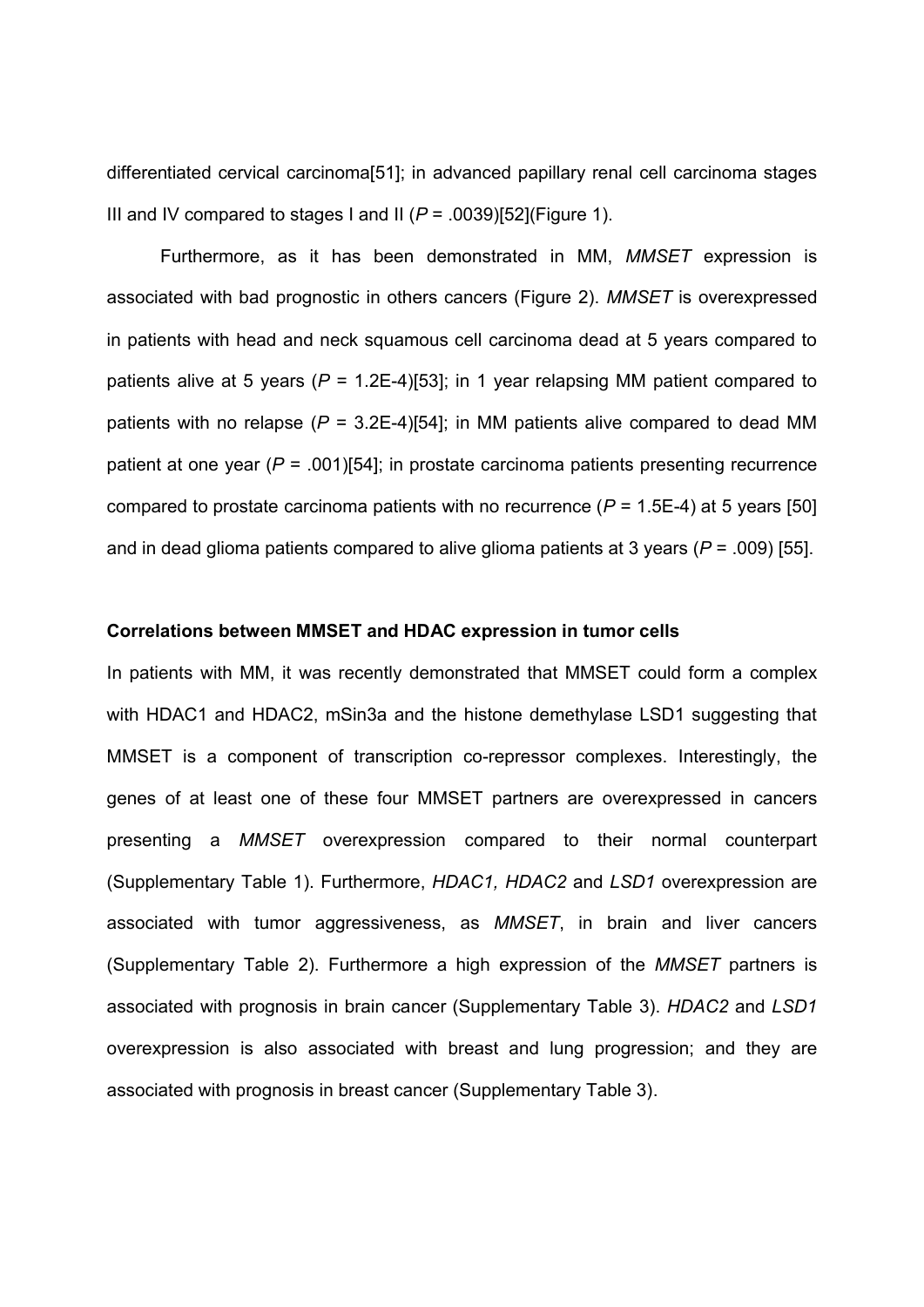differentiated cervical carcinoma[51]; in advanced papillary renal cell carcinoma stages III and IV compared to stages I and II (*P* = .0039)[52](Figure 1).

Furthermore, as it has been demonstrated in MM, *MMSET* expression is associated with bad prognostic in others cancers (Figure 2). *MMSET* is overexpressed in patients with head and neck squamous cell carcinoma dead at 5 years compared to patients alive at 5 years (*P* = 1.2E-4)[53]; in 1 year relapsing MM patient compared to patients with no relapse (*P* = 3.2E-4)[54]; in MM patients alive compared to dead MM patient at one year (*P* = .001)[54]; in prostate carcinoma patients presenting recurrence compared to prostate carcinoma patients with no recurrence (*P* = 1.5E-4) at 5 years [50] and in dead glioma patients compared to alive glioma patients at 3 years (*P* = .009) [55].

### Correlations between MMSET and HDAC expression in tumor cells

In patients with MM, it was recently demonstrated that MMSET could form a complex with HDAC1 and HDAC2, mSin3a and the histone demethylase LSD1 suggesting that MMSET is a component of transcription co-repressor complexes. Interestingly, the genes of at least one of these four MMSET partners are overexpressed in cancers presenting a *MMSET* overexpression compared to their normal counterpart (Supplementary Table 1). Furthermore, *HDAC1, HDAC2* and *LSD1* overexpression are associated with tumor aggressiveness, as *MMSET*, in brain and liver cancers (Supplementary Table 2). Furthermore a high expression of the *MMSET* partners is associated with prognosis in brain cancer (Supplementary Table 3). *HDAC2* and *LSD1* overexpression is also associated with breast and lung progression; and they are associated with prognosis in breast cancer (Supplementary Table 3).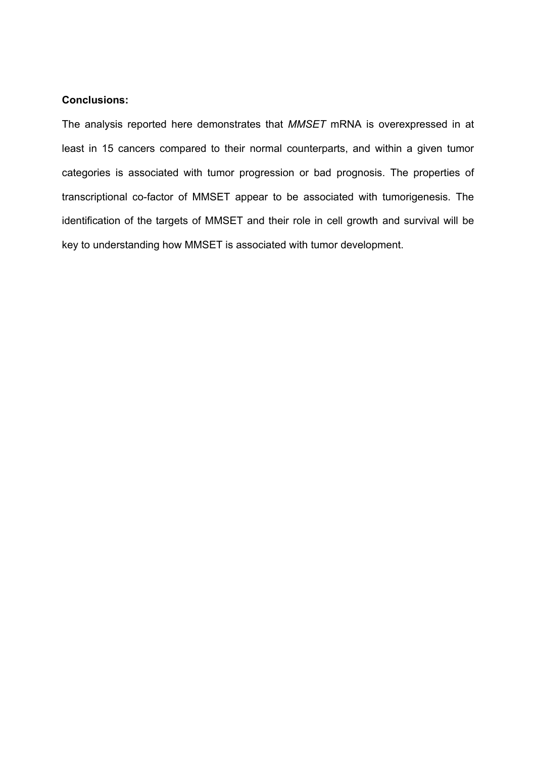**Conclusions:**

The analysis reported here demonstrates that *MMSET* mRNA is overexpressed in at least in 15 cancers compared to their normal counterparts, and within a given tumor categories is associated with tumor progression or bad prognosis. The properties of transcriptional co-factor of MMSET appear to be associated with tumorigenesis. The identification of the targets of MMSET and their role in cell growth and survival will be key to understanding how MMSET is associated with tumor development.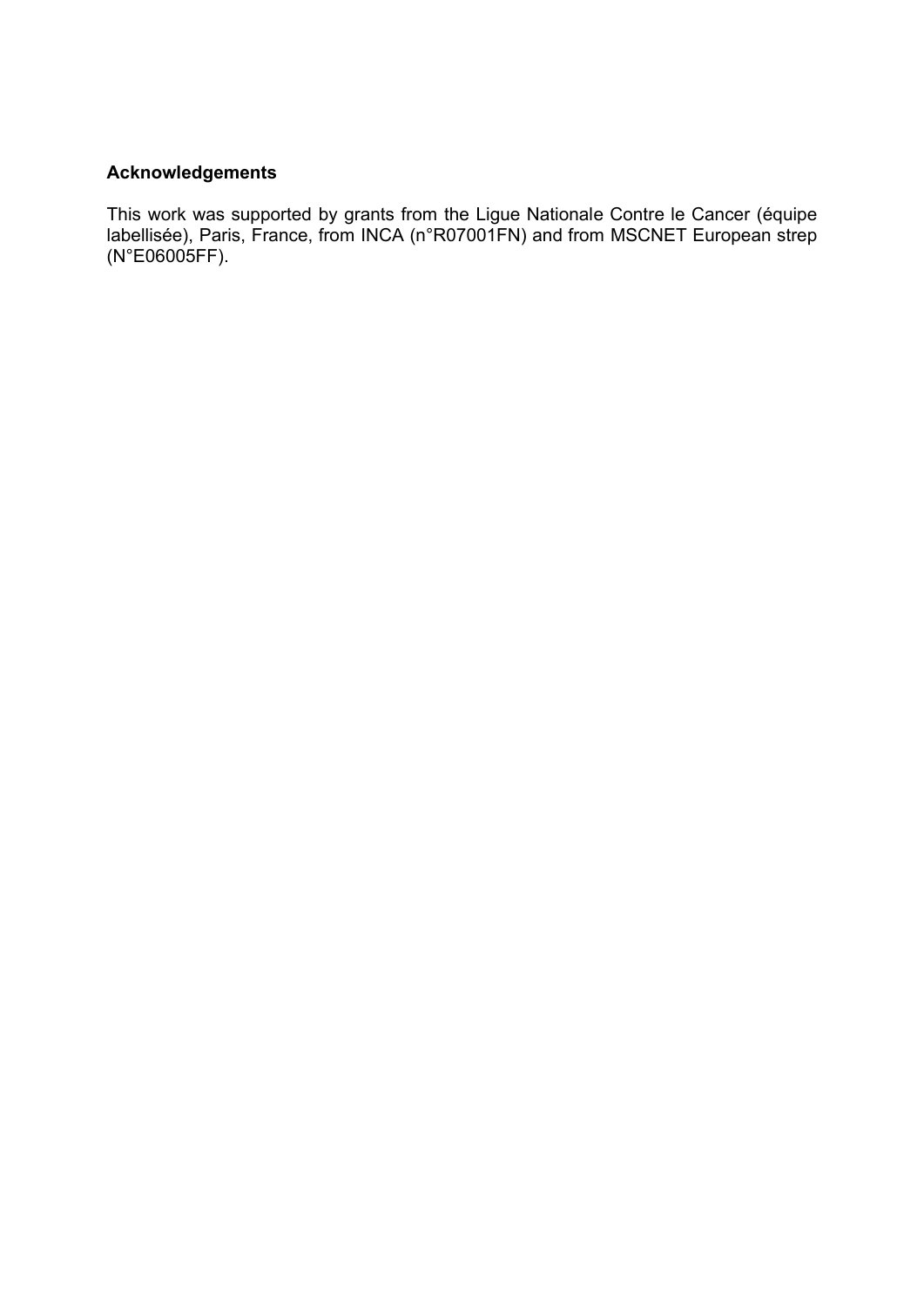## Acknowledgements

This work was supported by grants from the Ligue Nationale Contre le Cancer (équipe labellisée), Paris, France, from INCA (n°R07001FN) and from MSCNET European strep (N°E06005FF).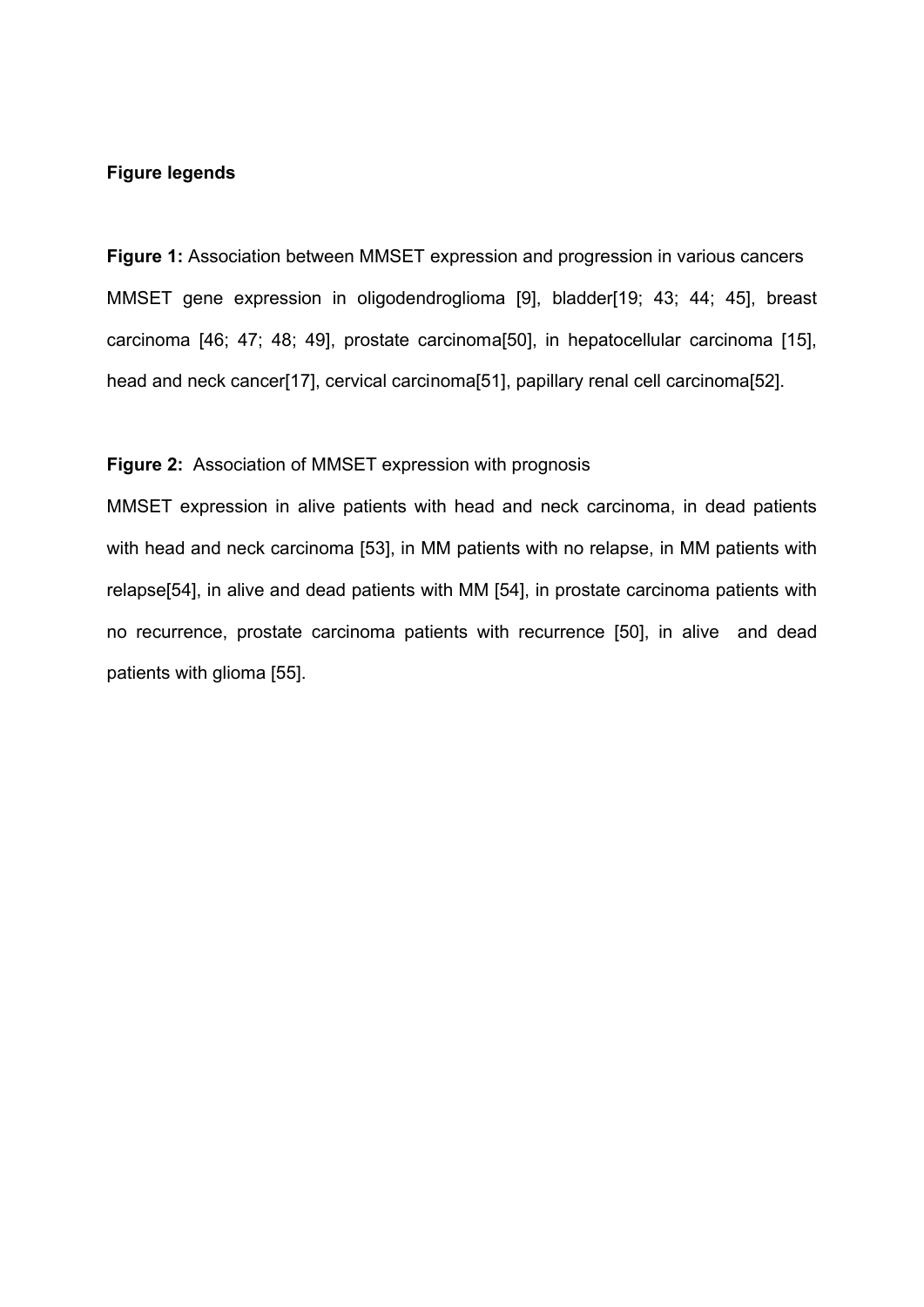**Figure legends**

**Figure 1:** Association between MMSET expression and progression in various cancers

MMSET gene expression in oligodendroglioma [9], bladder[19; 43; 44; 45], breast carcinoma [46; 47; 48; 49], prostate carcinoma[50], in hepatocellular carcinoma [15], head and neck cancer[17], cervical carcinoma[51], papillary renal cell carcinoma[52].

**Figure 2:** Association of MMSET expression with prognosis

MMSET expression in alive patients with head and neck carcinoma, in dead patients with head and neck carcinoma [53], in MM patients with no relapse, in MM patients with relapse[54], in alive and dead patients with MM [54], in prostate carcinoma patients with no recurrence, prostate carcinoma patients with recurrence [50], in alive and dead patients with glioma [55].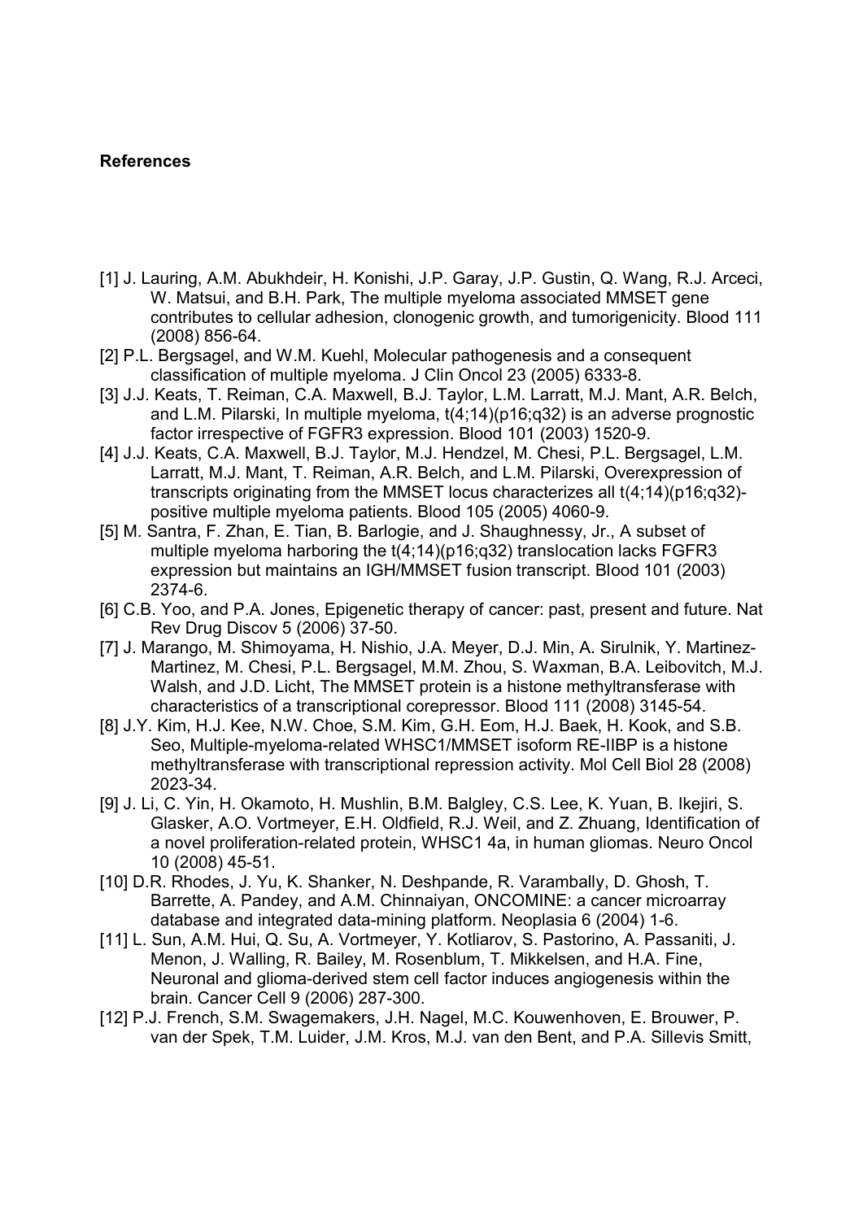**References**

[1] J. Lauring, A.M. Abukhdeir, H. Konishi, J.P. Garay, J.P. Gustin, Q. Wang, R.J. Arceci, W. Matsui, and B.H. Park, The multiple myeloma associated MMSET gene contributes to cellular adhesion, clonogenic growth, and tumorigenicity. Blood 111 (2008) 856-64.

[2] P.L. Bergsagel, and W.M. Kuehl, Molecular pathogenesis and a consequent classification of multiple myeloma. J Clin Oncol 23 (2005) 6333-8.

[3] J.J. Keats, T. Reiman, C.A. Maxwell, B.J. Taylor, L.M. Larratt, M.J. Mant, A.R. Belch, and L.M. Pilarski, In multiple myeloma, t(4;14)(p16;q32) is an adverse prognostic factor irrespective of FGFR3 expression. Blood 101 (2003) 1520-9.

[4] J.J. Keats, C.A. Maxwell, B.J. Taylor, M.J. Hendzel, M. Chesi, P.L. Bergsagel, L.M. Larratt, M.J. Mant, T. Reiman, A.R. Belch, and L.M. Pilarski, Overexpression of transcripts originating from the MMSET locus characterizes all t(4;14)(p16;q32)-positive multiple myeloma patients. Blood 105 (2005) 4060-9.

[5] M. Santra, F. Zhan, E. Tian, B. Barlogie, and J. Shaughnessy, Jr., A subset of multiple myeloma harboring the t(4;14)(p16;q32) translocation lacks FGFR3 expression but maintains an IGH/MMSET fusion transcript. Blood 101 (2003) 2374-6.

[6] C.B. Yoo, and P.A. Jones, Epigenetic therapy of cancer: past, present and future. Nat Rev Drug Discov 5 (2006) 37-50.

[7] J. Marango, M. Shimoyama, H. Nishio, J.A. Meyer, D.J. Min, A. Sirulnik, Y. Martinez-Martinez, M. Chesi, P.L. Bergsagel, M.M. Zhou, S. Waxman, B.A. Leibovitch, M.J. Walsh, and J.D. Licht, The MMSET protein is a histone methyltransferase with characteristics of a transcriptional corepressor. Blood 111 (2008) 3145-54.

[8] J.Y. Kim, H.J. Kee, N.W. Choe, S.M. Kim, G.H. Eom, H.J. Baek, H. Kook, and S.B. Seo, Multiple-myeloma-related WHSC1/MMSET isoform RE-IIBP is a histone methyltransferase with transcriptional repression activity. Mol Cell Biol 28 (2008) 2023-34.

[9] J. Li, C. Yin, H. Okamoto, H. Mushlin, B.M. Balgley, C.S. Lee, K. Yuan, B. Ikejiri, S. Glasker, A.O. Vortmeyer, E.H. Oldfield, R.J. Weil, and Z. Zhuang, Identification of a novel proliferation-related protein, WHSC1 4a, in human gliomas. Neuro Oncol 10 (2008) 45-51.

[10] D.R. Rhodes, J. Yu, K. Shanker, N. Deshpande, R. Varambally, D. Ghosh, T. Barrette, A. Pandey, and A.M. Chinnaiyan, ONCOMINE: a cancer microarray database and integrated data-mining platform. Neoplasia 6 (2004) 1-6.

[11] L. Sun, A.M. Hui, Q. Su, A. Vortmeyer, Y. Kotliarov, S. Pastorino, A. Passaniti, J. Menon, J. Walling, R. Bailey, M. Rosenblum, T. Mikkelsen, and H.A. Fine, Neuronal and glioma-derived stem cell factor induces angiogenesis within the brain. Cancer Cell 9 (2006) 287-300.

[12] P.J. French, S.M. Swagemakers, J.H. Nagel, M.C. Kouwenhoven, E. Brouwer, P. van der Spek, T.M. Luider, J.M. Kros, M.J. van den Bent, and P.A. Sillevis Smitt,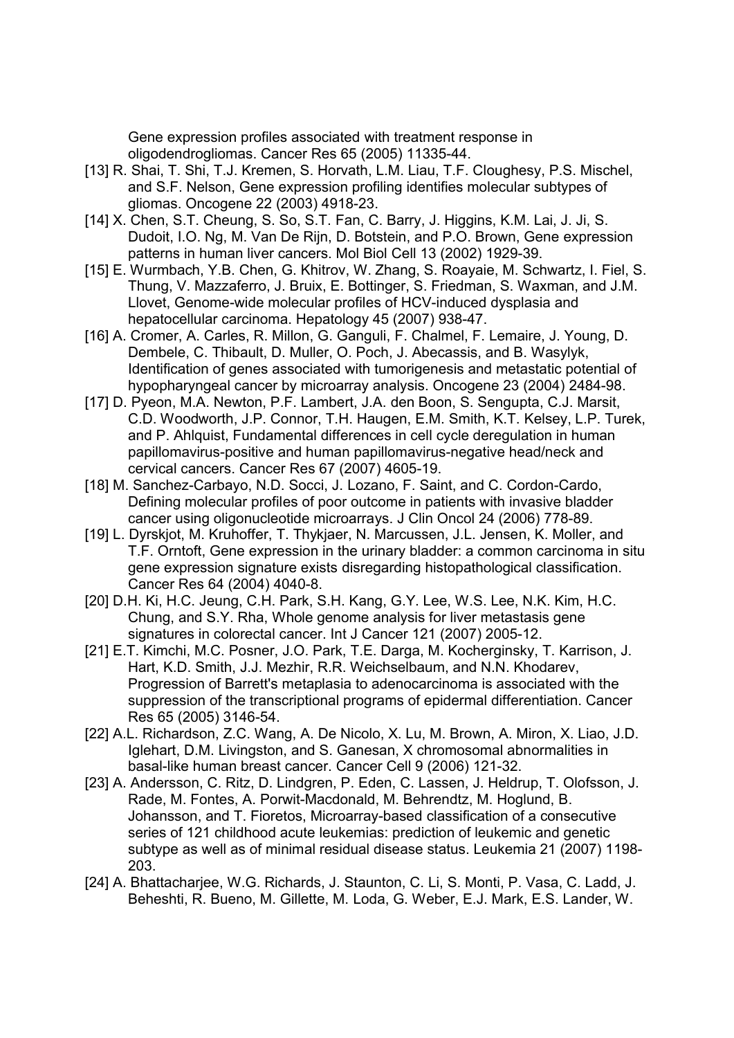Gene expression profiles associated with treatment response in oligodendrogliomas. Cancer Res 65 (2005) 11335-44.

[13] R. Shai, T. Shi, T.J. Kremen, S. Horvath, L.M. Liau, T.F. Cloughesy, P.S. Mischel, and S.F. Nelson, Gene expression profiling identifies molecular subtypes of gliomas. Oncogene 22 (2003) 4918-23.

[14] X. Chen, S.T. Cheung, S. So, S.T. Fan, C. Barry, J. Higgins, K.M. Lai, J. Ji, S. Dudoit, I.O. Ng, M. Van De Rijn, D. Botstein, and P.O. Brown, Gene expression patterns in human liver cancers. Mol Biol Cell 13 (2002) 1929-39.

[15] E. Wurmbach, Y.B. Chen, G. Khitrov, W. Zhang, S. Roayaie, M. Schwartz, I. Fiel, S. Thung, V. Mazzaferro, J. Bruix, E. Bottinger, S. Friedman, S. Waxman, and J.M. Llovet, Genome-wide molecular profiles of HCV-induced dysplasia and hepatocellular carcinoma. Hepatology 45 (2007) 938-47.

[16] A. Cromer, A. Carles, R. Millon, G. Ganguli, F. Chalmel, F. Lemaire, J. Young, D. Dembele, C. Thibault, D. Muller, O. Poch, J. Abecassis, and B. Wasylyk, Identification of genes associated with tumorigenesis and metastatic potential of hypopharyngeal cancer by microarray analysis. Oncogene 23 (2004) 2484-98.

[17] D. Pyeon, M.A. Newton, P.F. Lambert, J.A. den Boon, S. Sengupta, C.J. Marsit, C.D. Woodworth, J.P. Connor, T.H. Haugen, E.M. Smith, K.T. Kelsey, L.P. Turek, and P. Ahlquist, Fundamental differences in cell cycle deregulation in human papillomavirus-positive and human papillomavirus-negative head/neck and cervical cancers. Cancer Res 67 (2007) 4605-19.

[18] M. Sanchez-Carbayo, N.D. Socci, J. Lozano, F. Saint, and C. Cordon-Cardo, Defining molecular profiles of poor outcome in patients with invasive bladder cancer using oligonucleotide microarrays. J Clin Oncol 24 (2006) 778-89.

[19] L. Dyrskjot, M. Kruhoffer, T. Thykjaer, N. Marcussen, J.L. Jensen, K. Moller, and T.F. Orntoft, Gene expression in the urinary bladder: a common carcinoma in situ gene expression signature exists disregarding histopathological classification. Cancer Res 64 (2004) 4040-8.

[20] D.H. Ki, H.C. Jeung, C.H. Park, S.H. Kang, G.Y. Lee, W.S. Lee, N.K. Kim, H.C. Chung, and S.Y. Rha, Whole genome analysis for liver metastasis gene signatures in colorectal cancer. Int J Cancer 121 (2007) 2005-12.

[21] E.T. Kimchi, M.C. Posner, J.O. Park, T.E. Darga, M. Kocherginsky, T. Karrison, J. Hart, K.D. Smith, J.J. Mezhir, R.R. Weichselbaum, and N.N. Khodarev, Progression of Barrett's metaplasia to adenocarcinoma is associated with the suppression of the transcriptional programs of epidermal differentiation. Cancer Res 65 (2005) 3146-54.

[22] A.L. Richardson, Z.C. Wang, A. De Nicolo, X. Lu, M. Brown, A. Miron, X. Liao, J.D. Iglehart, D.M. Livingston, and S. Ganesan, X chromosomal abnormalities in basal-like human breast cancer. Cancer Cell 9 (2006) 121-32.

[23] A. Andersson, C. Ritz, D. Lindgren, P. Eden, C. Lassen, J. Heldrup, T. Olofsson, J. Rade, M. Fontes, A. Porwit-Macdonald, M. Behrendtz, M. Hoglund, B. Johansson, and T. Fioretos, Microarray-based classification of a consecutive series of 121 childhood acute leukemias: prediction of leukemic and genetic subtype as well as of minimal residual disease status. Leukemia 21 (2007) 1198-203.

[24] A. Bhattacharjee, W.G. Richards, J. Staunton, C. Li, S. Monti, P. Vasa, C. Ladd, J. Beheshti, R. Bueno, M. Gillette, M. Loda, G. Weber, E.J. Mark, E.S. Lander, W.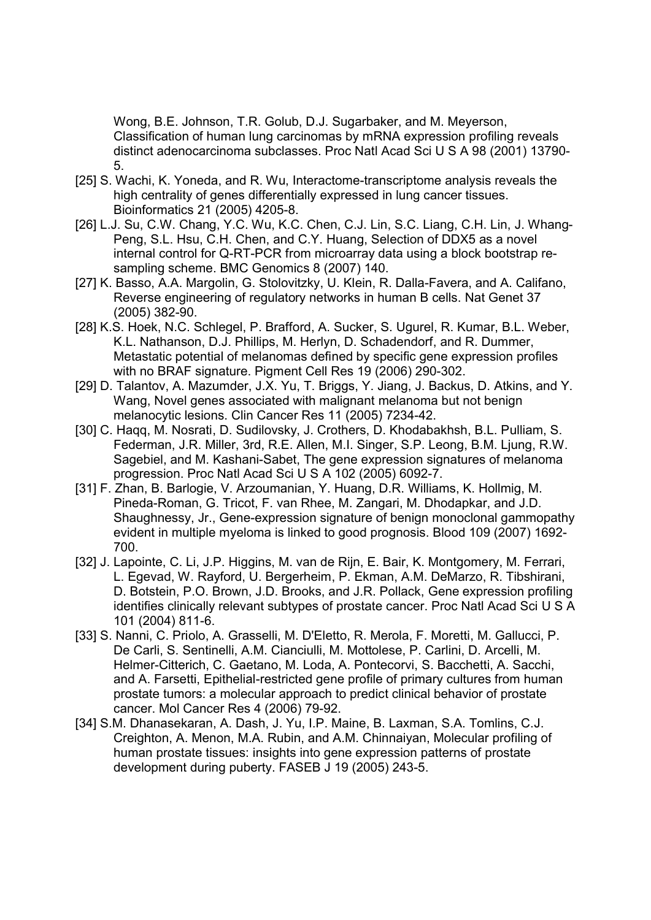Wong, B.E. Johnson, T.R. Golub, D.J. Sugarbaker, and M. Meyerson, Classification of human lung carcinomas by mRNA expression profiling reveals distinct adenocarcinoma subclasses. Proc Natl Acad Sci U S A 98 (2001) 13790-5.

[25] S. Wachi, K. Yoneda, and R. Wu, Interactome-transcriptome analysis reveals the high centrality of genes differentially expressed in lung cancer tissues. Bioinformatics 21 (2005) 4205-8.

[26] L.J. Su, C.W. Chang, Y.C. Wu, K.C. Chen, C.J. Lin, S.C. Liang, C.H. Lin, J. Whang-Peng, S.L. Hsu, C.H. Chen, and C.Y. Huang, Selection of DDX5 as a novel internal control for Q-RT-PCR from microarray data using a block bootstrap re-sampling scheme. BMC Genomics 8 (2007) 140.

[27] K. Basso, A.A. Margolin, G. Stolovitzky, U. Klein, R. Dalla-Favera, and A. Califano, Reverse engineering of regulatory networks in human B cells. Nat Genet 37 (2005) 382-90.

[28] K.S. Hoek, N.C. Schlegel, P. Brafford, A. Sucker, S. Ugurel, R. Kumar, B.L. Weber, K.L. Nathanson, D.J. Phillips, M. Herlyn, D. Schadendorf, and R. Dummer, Metastatic potential of melanomas defined by specific gene expression profiles with no BRAF signature. Pigment Cell Res 19 (2006) 290-302.

[29] D. Talantov, A. Mazumder, J.X. Yu, T. Briggs, Y. Jiang, J. Backus, D. Atkins, and Y. Wang, Novel genes associated with malignant melanoma but not benign melanocytic lesions. Clin Cancer Res 11 (2005) 7234-42.

[30] C. Haqq, M. Nosrati, D. Sudilovsky, J. Crothers, D. Khodabakhsh, B.L. Pulliam, S. Federman, J.R. Miller, 3rd, R.E. Allen, M.I. Singer, S.P. Leong, B.M. Ljung, R.W. Sagebiel, and M. Kashani-Sabet, The gene expression signatures of melanoma progression. Proc Natl Acad Sci U S A 102 (2005) 6092-7.

[31] F. Zhan, B. Barlogie, V. Arzoumanian, Y. Huang, D.R. Williams, K. Hollmig, M. Pineda-Roman, G. Tricot, F. van Rhee, M. Zangari, M. Dhodapkar, and J.D. Shaughnessy, Jr., Gene-expression signature of benign monoclonal gammopathy evident in multiple myeloma is linked to good prognosis. Blood 109 (2007) 1692-700.

[32] J. Lapointe, C. Li, J.P. Higgins, M. van de Rijn, E. Bair, K. Montgomery, M. Ferrari, L. Egevad, W. Rayford, U. Bergerheim, P. Ekman, A.M. DeMarzo, R. Tibshirani, D. Botstein, P.O. Brown, J.D. Brooks, and J.R. Pollack, Gene expression profiling identifies clinically relevant subtypes of prostate cancer. Proc Natl Acad Sci U S A 101 (2004) 811-6.

[33] S. Nanni, C. Priolo, A. Grasselli, M. D'Eletto, R. Merola, F. Moretti, M. Gallucci, P. De Carli, S. Sentinelli, A.M. Cianciulli, M. Mottolese, P. Carlini, D. Arcelli, M. Helmer-Citterich, C. Gaetano, M. Loda, A. Pontecorvi, S. Bacchetti, A. Sacchi, and A. Farsetti, Epithelial-restricted gene profile of primary cultures from human prostate tumors: a molecular approach to predict clinical behavior of prostate cancer. Mol Cancer Res 4 (2006) 79-92.

[34] S.M. Dhanasekaran, A. Dash, J. Yu, I.P. Maine, B. Laxman, S.A. Tomlins, C.J. Creighton, A. Menon, M.A. Rubin, and A.M. Chinnaiyan, Molecular profiling of human prostate tissues: insights into gene expression patterns of prostate development during puberty. FASEB J 19 (2005) 243-5.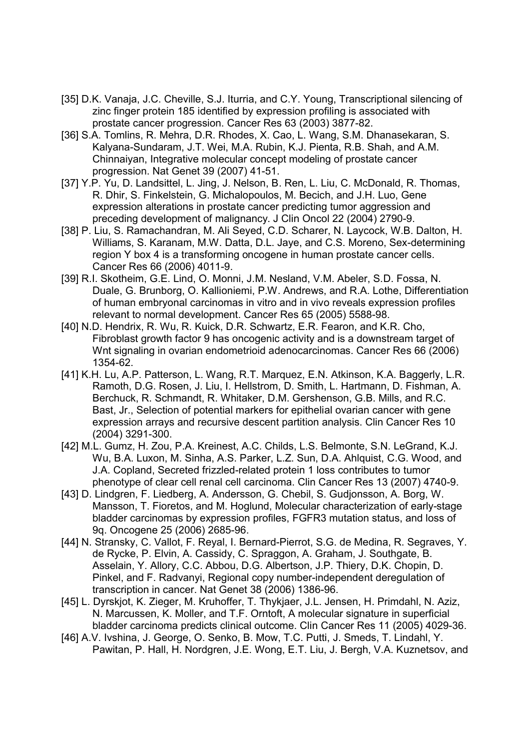[35] D.K. Vanaja, J.C. Cheville, S.J. Iturria, and C.Y. Young, Transcriptional silencing of zinc finger protein 185 identified by expression profiling is associated with prostate cancer progression. Cancer Res 63 (2003) 3877-82.

[36] S.A. Tomlins, R. Mehra, D.R. Rhodes, X. Cao, L. Wang, S.M. Dhanasekaran, S. Kalyana-Sundaram, J.T. Wei, M.A. Rubin, K.J. Pienta, R.B. Shah, and A.M. Chinnaiyan, Integrative molecular concept modeling of prostate cancer progression. Nat Genet 39 (2007) 41-51.

[37] Y.P. Yu, D. Landsittel, L. Jing, J. Nelson, B. Ren, L. Liu, C. McDonald, R. Thomas, R. Dhir, S. Finkelstein, G. Michalopoulos, M. Becich, and J.H. Luo, Gene expression alterations in prostate cancer predicting tumor aggression and preceding development of malignancy. J Clin Oncol 22 (2004) 2790-9.

[38] P. Liu, S. Ramachandran, M. Ali Seyed, C.D. Scharer, N. Laycock, W.B. Dalton, H. Williams, S. Karanam, M.W. Datta, D.L. Jaye, and C.S. Moreno, Sex-determining region Y box 4 is a transforming oncogene in human prostate cancer cells. Cancer Res 66 (2006) 4011-9.

[39] R.I. Skotheim, G.E. Lind, O. Monni, J.M. Nesland, V.M. Abeler, S.D. Fossa, N. Duale, G. Brunborg, O. Kallioniemi, P.W. Andrews, and R.A. Lothe, Differentiation of human embryonal carcinomas in vitro and in vivo reveals expression profiles relevant to normal development. Cancer Res 65 (2005) 5588-98.

[40] N.D. Hendrix, R. Wu, R. Kuick, D.R. Schwartz, E.R. Fearon, and K.R. Cho, Fibroblast growth factor 9 has oncogenic activity and is a downstream target of Wnt signaling in ovarian endometrioid adenocarcinomas. Cancer Res 66 (2006) 1354-62.

[41] K.H. Lu, A.P. Patterson, L. Wang, R.T. Marquez, E.N. Atkinson, K.A. Baggerly, L.R. Ramoth, D.G. Rosen, J. Liu, I. Hellstrom, D. Smith, L. Hartmann, D. Fishman, A. Berchuck, R. Schmandt, R. Whitaker, D.M. Gershenson, G.B. Mills, and R.C. Bast, Jr., Selection of potential markers for epithelial ovarian cancer with gene expression arrays and recursive descent partition analysis. Clin Cancer Res 10 (2004) 3291-300.

[42] M.L. Gumz, H. Zou, P.A. Kreinest, A.C. Childs, L.S. Belmonte, S.N. LeGrand, K.J. Wu, B.A. Luxon, M. Sinha, A.S. Parker, L.Z. Sun, D.A. Ahlquist, C.G. Wood, and J.A. Copland, Secreted frizzled-related protein 1 loss contributes to tumor phenotype of clear cell renal cell carcinoma. Clin Cancer Res 13 (2007) 4740-9.

[43] D. Lindgren, F. Liedberg, A. Andersson, G. Chebil, S. Gudjonsson, A. Borg, W. Mansson, T. Fioretos, and M. Hoglund, Molecular characterization of early-stage bladder carcinomas by expression profiles, FGFR3 mutation status, and loss of 9q. Oncogene 25 (2006) 2685-96.

[44] N. Stransky, C. Vallot, F. Reyal, I. Bernard-Pierrot, S.G. de Medina, R. Segraves, Y. de Rycke, P. Elvin, A. Cassidy, C. Spraggon, A. Graham, J. Southgate, B. Asselain, Y. Allory, C.C. Abbou, D.G. Albertson, J.P. Thiery, D.K. Chopin, D. Pinkel, and F. Radvanyi, Regional copy number-independent deregulation of transcription in cancer. Nat Genet 38 (2006) 1386-96.

[45] L. Dyrskjot, K. Zieger, M. Kruhoffer, T. Thykjaer, J.L. Jensen, H. Primdahl, N. Aziz, N. Marcussen, K. Moller, and T.F. Orntoft, A molecular signature in superficial bladder carcinoma predicts clinical outcome. Clin Cancer Res 11 (2005) 4029-36.

[46] A.V. Ivshina, J. George, O. Senko, B. Mow, T.C. Putti, J. Smeds, T. Lindahl, Y. Pawitan, P. Hall, H. Nordgren, J.E. Wong, E.T. Liu, J. Bergh, V.A. Kuznetsov, and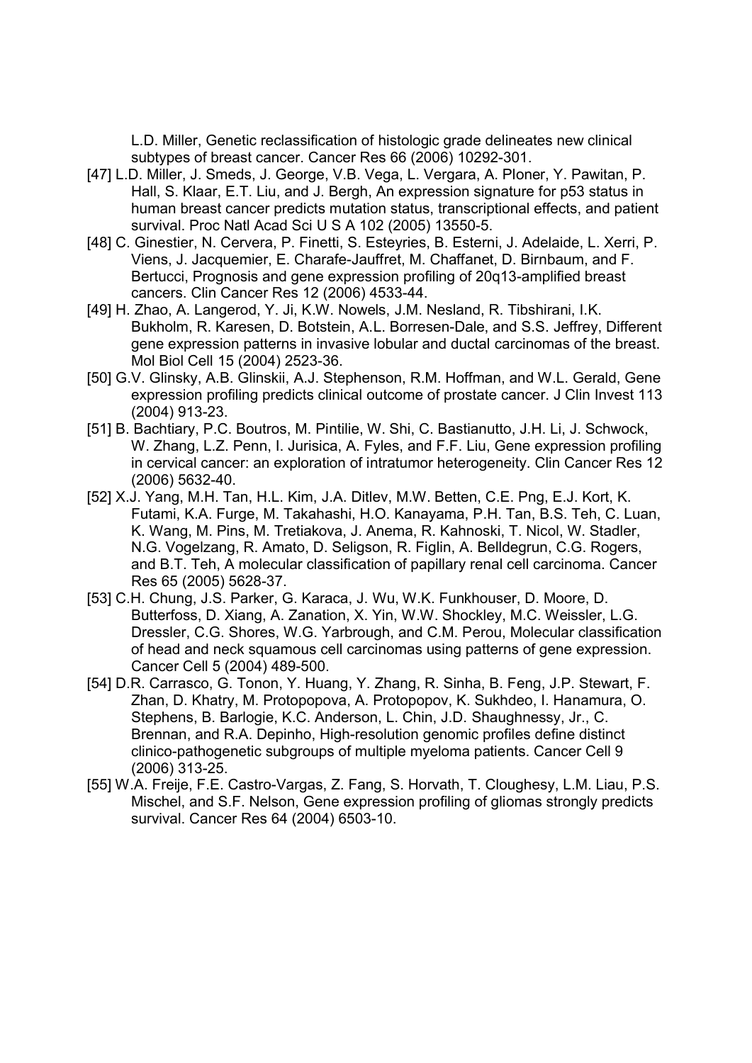L.D. Miller, Genetic reclassification of histologic grade delineates new clinical subtypes of breast cancer. Cancer Res 66 (2006) 10292-301.

[47] L.D. Miller, J. Smeds, J. George, V.B. Vega, L. Vergara, A. Ploner, Y. Pawitan, P. Hall, S. Klaar, E.T. Liu, and J. Bergh, An expression signature for p53 status in human breast cancer predicts mutation status, transcriptional effects, and patient survival. Proc Natl Acad Sci U S A 102 (2005) 13550-5.

[48] C. Ginestier, N. Cervera, P. Finetti, S. Esteyries, B. Esterni, J. Adelaide, L. Xerri, P. Viens, J. Jacquemier, E. Charafe-Jauffret, M. Chaffanet, D. Birnbaum, and F. Bertucci, Prognosis and gene expression profiling of 20q13-amplified breast cancers. Clin Cancer Res 12 (2006) 4533-44.

[49] H. Zhao, A. Langerod, Y. Ji, K.W. Nowels, J.M. Nesland, R. Tibshirani, I.K. Bukholm, R. Karesen, D. Botstein, A.L. Borresen-Dale, and S.S. Jeffrey, Different gene expression patterns in invasive lobular and ductal carcinomas of the breast. Mol Biol Cell 15 (2004) 2523-36.

[50] G.V. Glinsky, A.B. Glinskii, A.J. Stephenson, R.M. Hoffman, and W.L. Gerald, Gene expression profiling predicts clinical outcome of prostate cancer. J Clin Invest 113 (2004) 913-23.

[51] B. Bachtiary, P.C. Boutros, M. Pintilie, W. Shi, C. Bastianutto, J.H. Li, J. Schwock, W. Zhang, L.Z. Penn, I. Jurisica, A. Fyles, and F.F. Liu, Gene expression profiling in cervical cancer: an exploration of intratumor heterogeneity. Clin Cancer Res 12 (2006) 5632-40.

[52] X.J. Yang, M.H. Tan, H.L. Kim, J.A. Ditlev, M.W. Betten, C.E. Png, E.J. Kort, K. Futami, K.A. Furge, M. Takahashi, H.O. Kanayama, P.H. Tan, B.S. Teh, C. Luan, K. Wang, M. Pins, M. Tretiakova, J. Anema, R. Kahnoski, T. Nicol, W. Stadler, N.G. Vogelzang, R. Amato, D. Seligson, R. Figlin, A. Belldegrun, C.G. Rogers, and B.T. Teh, A molecular classification of papillary renal cell carcinoma. Cancer Res 65 (2005) 5628-37.

[53] C.H. Chung, J.S. Parker, G. Karaca, J. Wu, W.K. Funkhouser, D. Moore, D. Butterfoss, D. Xiang, A. Zanation, X. Yin, W.W. Shockley, M.C. Weissler, L.G. Dressler, C.G. Shores, W.G. Yarbrough, and C.M. Perou, Molecular classification of head and neck squamous cell carcinomas using patterns of gene expression. Cancer Cell 5 (2004) 489-500.

[54] D.R. Carrasco, G. Tonon, Y. Huang, Y. Zhang, R. Sinha, B. Feng, J.P. Stewart, F. Zhan, D. Khatry, M. Protopopova, A. Protopopov, K. Sukhdeo, I. Hanamura, O. Stephens, B. Barlogie, K.C. Anderson, L. Chin, J.D. Shaughnessy, Jr., C. Brennan, and R.A. Depinho, High-resolution genomic profiles define distinct clinico-pathogenetic subgroups of multiple myeloma patients. Cancer Cell 9 (2006) 313-25.

[55] W.A. Freije, F.E. Castro-Vargas, Z. Fang, S. Horvath, T. Cloughesy, L.M. Liau, P.S. Mischel, and S.F. Nelson, Gene expression profiling of gliomas strongly predicts survival. Cancer Res 64 (2004) 6503-10.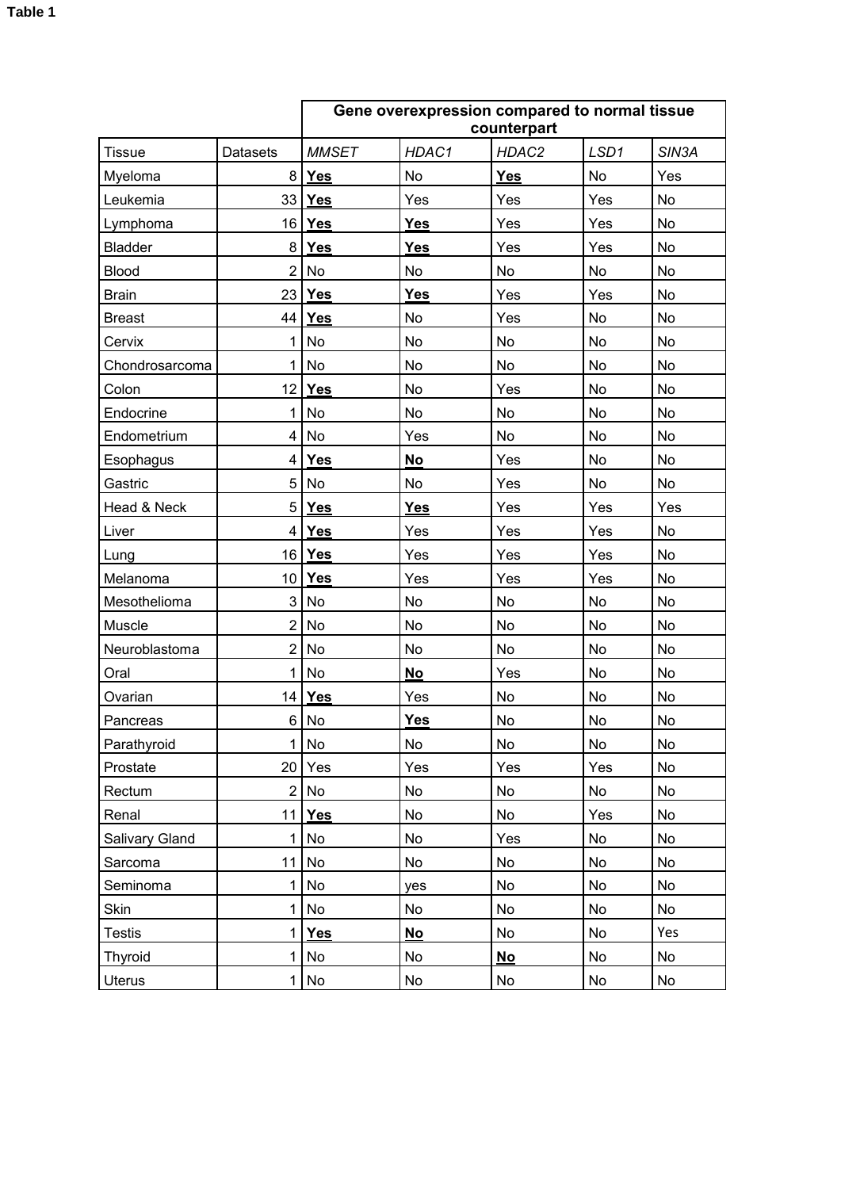**Table 1**

| | | Gene overexpression compared to normal tissue counterpart | | | | |
|---|---|---|---|---|---|---|
| Tissue | Datasets | *MMSET* | *HDAC1* | *HDAC2* | *LSD1* | *SIN3A* |
| Myeloma | 8 | **Yes** | No | **Yes** | No | Yes |
| Leukemia | 33 | **Yes** | Yes | Yes | Yes | No |
| Lymphoma | 16 | **Yes** | **Yes** | Yes | Yes | No |
| Bladder | 8 | **Yes** | **Yes** | Yes | Yes | No |
| Blood | 2 | No | No | No | No | No |
| Brain | 23 | **Yes** | **Yes** | Yes | Yes | No |
| Breast | 44 | **Yes** | No | Yes | No | No |
| Cervix | 1 | No | No | No | No | No |
| Chondrosarcoma | 1 | No | No | No | No | No |
| Colon | 12 | **Yes** | No | Yes | No | No |
| Endocrine | 1 | No | No | No | No | No |
| Endometrium | 4 | No | Yes | No | No | No |
| Esophagus | 4 | **Yes** | **No** | Yes | No | No |
| Gastric | 5 | No | No | Yes | No | No |
| Head & Neck | 5 | **Yes** | **Yes** | Yes | Yes | Yes |
| Liver | 4 | **Yes** | Yes | Yes | Yes | No |
| Lung | 16 | **Yes** | Yes | Yes | Yes | No |
| Melanoma | 10 | **Yes** | Yes | Yes | Yes | No |
| Mesothelioma | 3 | No | No | No | No | No |
| Muscle | 2 | No | No | No | No | No |
| Neuroblastoma | 2 | No | No | No | No | No |
| Oral | 1 | No | **No** | Yes | No | No |
| Ovarian | 14 | **Yes** | Yes | No | No | No |
| Pancreas | 6 | No | **Yes** | No | No | No |
| Parathyroid | 1 | No | No | No | No | No |
| Prostate | 20 | Yes | Yes | Yes | Yes | No |
| Rectum | 2 | No | No | No | No | No |
| Renal | 11 | **Yes** | No | No | Yes | No |
| Salivary Gland | 1 | No | No | Yes | No | No |
| Sarcoma | 11 | No | No | No | No | No |
| Seminoma | 1 | No | yes | No | No | No |
| Skin | 1 | No | No | No | No | No |
| Testis | 1 | **Yes** | **No** | No | No | Yes |
| Thyroid | 1 | No | No | **No** | No | No |
| Uterus | 1 | No | No | No | No | No |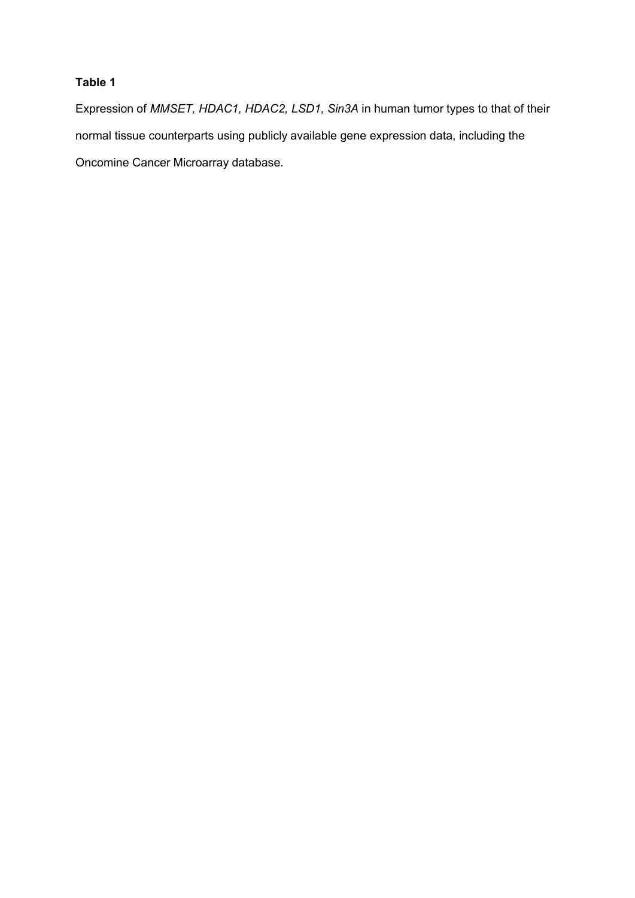**Table 1**

Expression of *MMSET, HDAC1, HDAC2, LSD1, Sin3A* in human tumor types to that of their normal tissue counterparts using publicly available gene expression data, including the Oncomine Cancer Microarray database.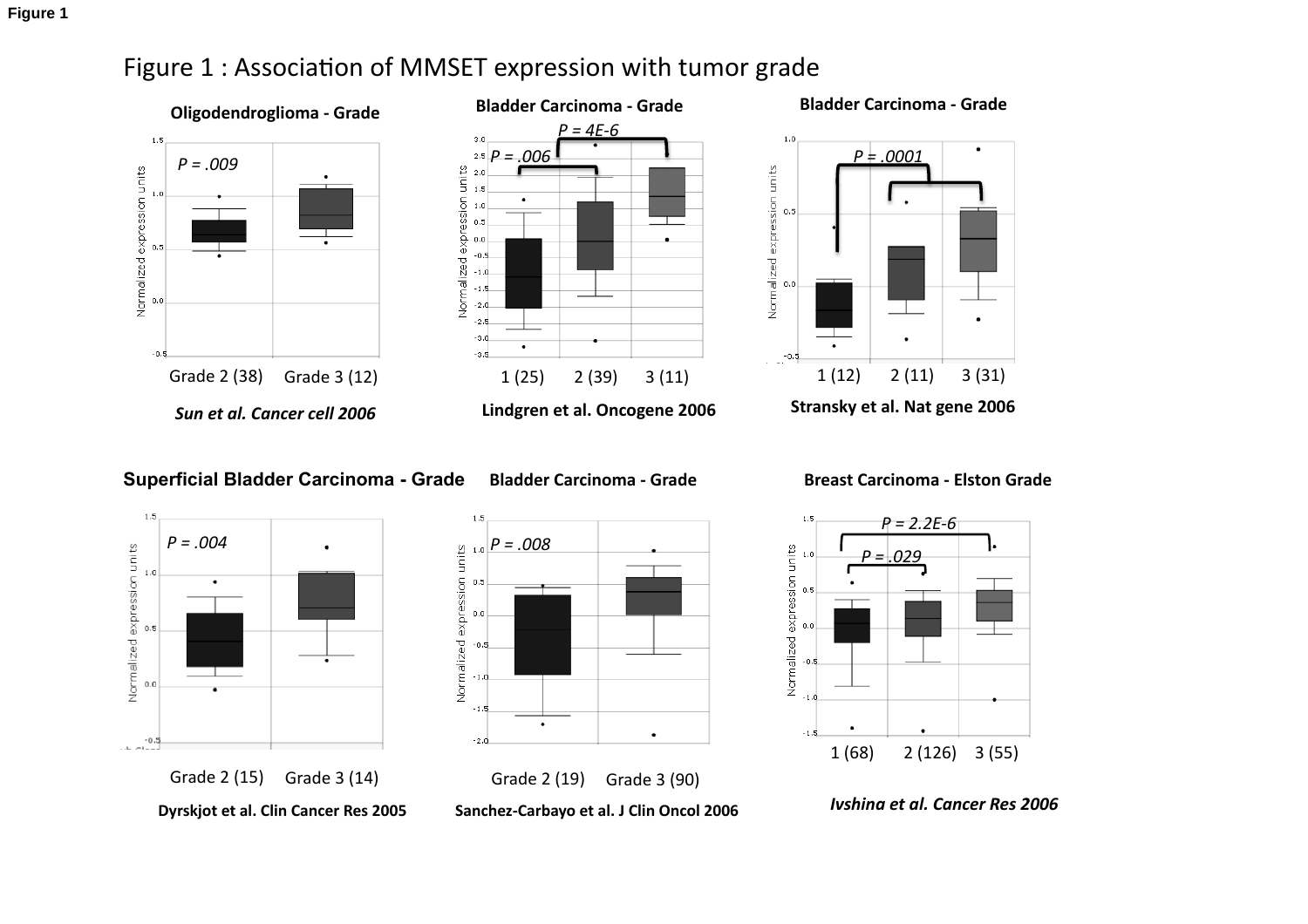Figure 1

# Figure 1 : Association of MMSET expression with tumor grade

**Oligodendroglioma - Grade**

*P = .009*

Grade 2 (38) Grade 3 (12)

***Sun et al. Cancer cell 2006***

**Bladder Carcinoma - Grade**

*P = 4E-6*

*P = .006*

1 (25) 2 (39) 3 (11)

**Lindgren et al. Oncogene 2006**

**Bladder Carcinoma - Grade**

*P = .0001*

1 (12) 2 (11) 3 (31)

**Stransky et al. Nat gene 2006**

**Superficial Bladder Carcinoma - Grade**

*P = .004*

Grade 2 (15) Grade 3 (14)

**Dyrskjot et al. Clin Cancer Res 2005**

**Bladder Carcinoma - Grade**

*P = .008*

Grade 2 (19) Grade 3 (90)

**Sanchez-Carbayo et al. J Clin Oncol 2006**

**Breast Carcinoma - Elston Grade**

*P = 2.2E-6*

*P = .029*

1 (68) 2 (126) 3 (55)

***Ivshina et al. Cancer Res 2006***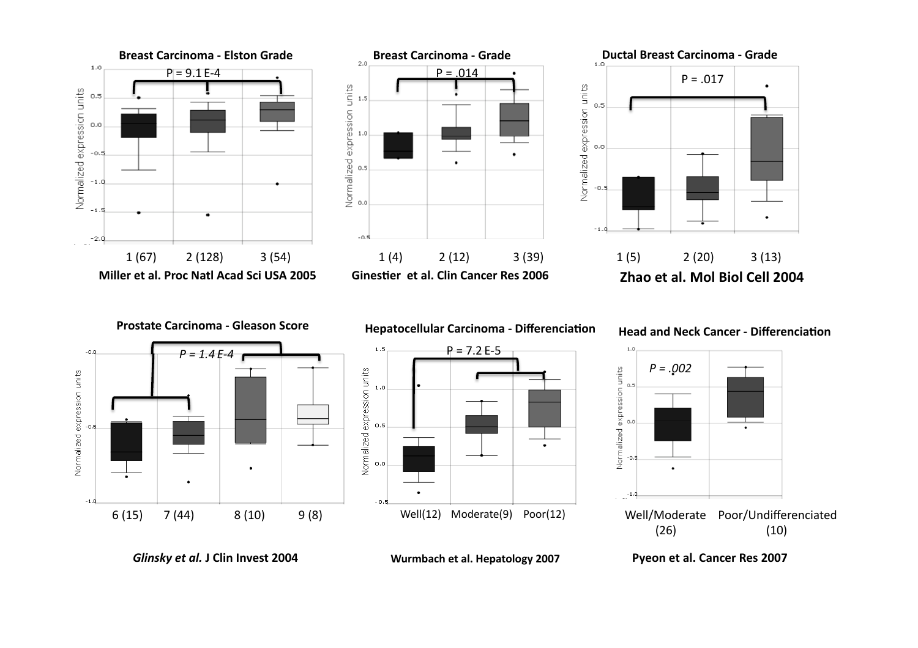**Breast Carcinoma - Elston Grade**

P = 9.1 E-4

1 (67) 2 (128) 3 (54)

Miller et al. Proc Natl Acad Sci USA 2005

**Breast Carcinoma - Grade**

P = .014

1 (4) 2 (12) 3 (39)

Ginestier et al. Clin Cancer Res 2006

**Ductal Breast Carcinoma - Grade**

P = .017

1 (5) 2 (20) 3 (13)

Zhao et al. Mol Biol Cell 2004

**Prostate Carcinoma - Gleason Score**

*P = 1.4 E-4*

6 (15) 7 (44) 8 (10) 9 (8)

*Glinsky et al.* J Clin Invest 2004

**Hepatocellular Carcinoma - Differenciation**

P = 7.2 E-5

Well(12) Moderate(9) Poor(12)

Wurmbach et al. Hepatology 2007

**Head and Neck Cancer - Differenciation**

*P = .002*

Well/Moderate (26) Poor/Undifferenciated (10)

Pyeon et al. Cancer Res 2007

Normalized expression units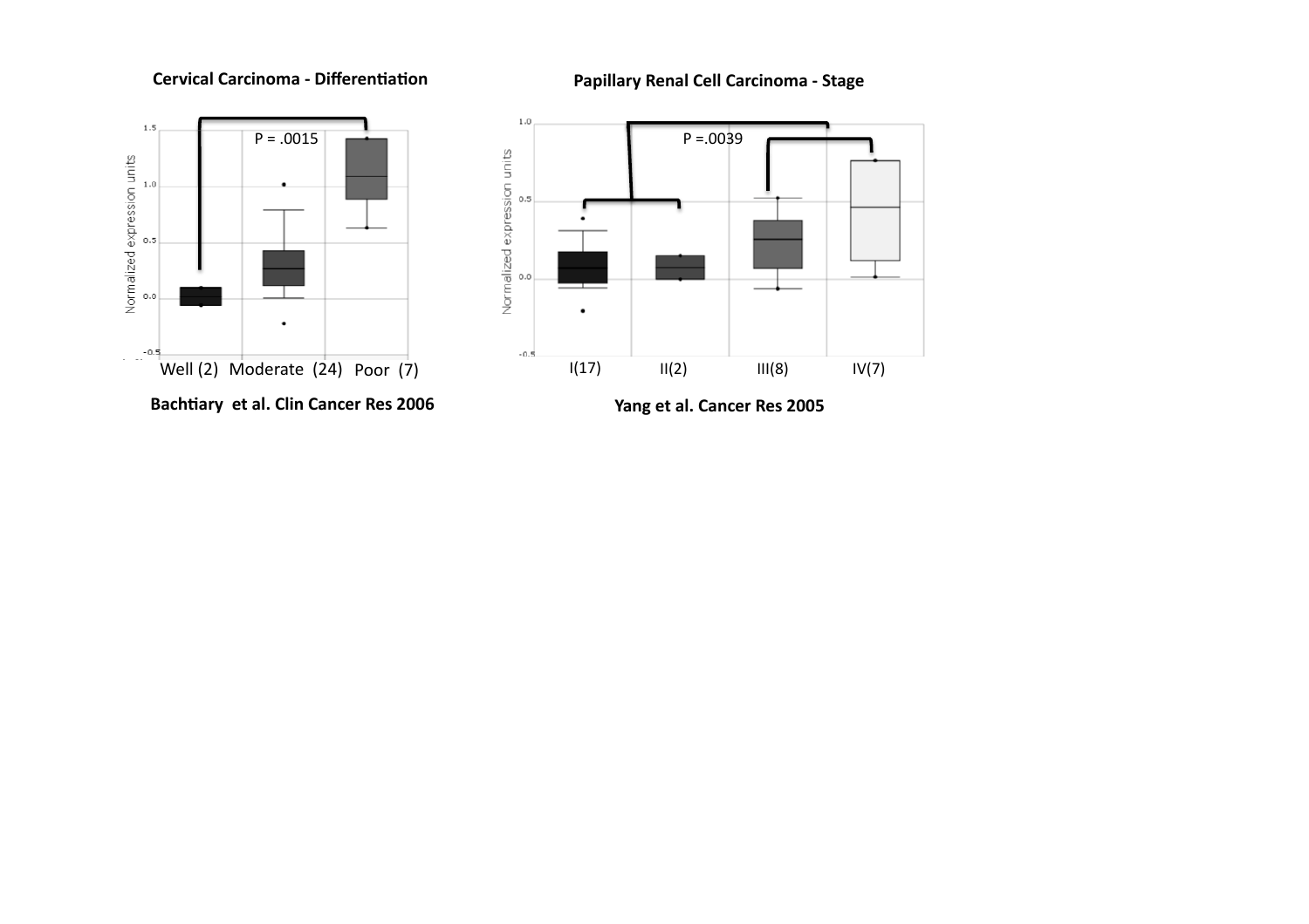**Cervical Carcinoma - Differentiation**

P = .0015

Normalized expression units

Well (2) Moderate (24) Poor (7)

**Bachtiary et al. Clin Cancer Res 2006**

**Papillary Renal Cell Carcinoma - Stage**

P =.0039

Normalized expression units

I(17) II(2) III(8) IV(7)

**Yang et al. Cancer Res 2005**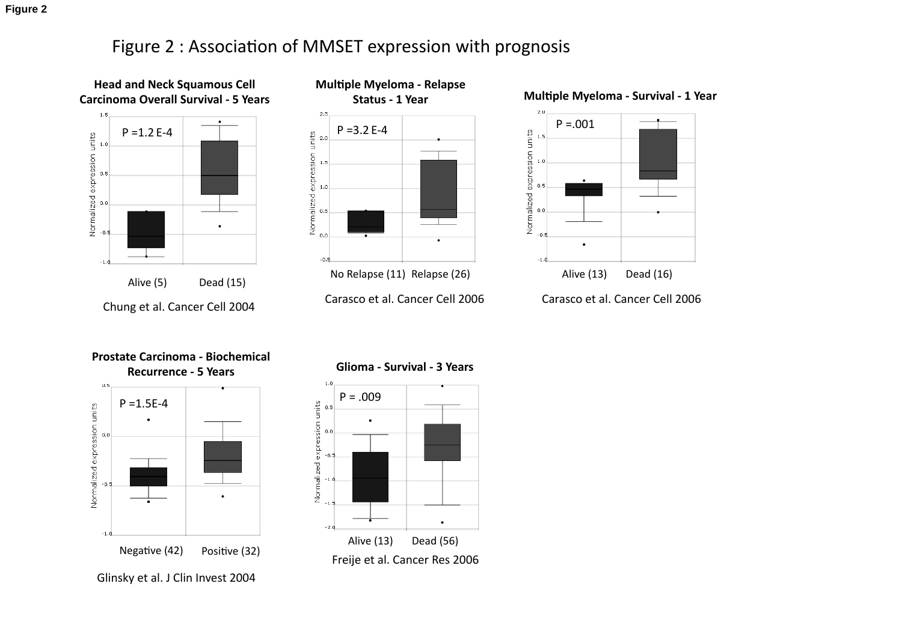Figure 2

# Figure 2 : Association of MMSET expression with prognosis

**Head and Neck Squamous Cell Carcinoma Overall Survival - 5 Years**

P =1.2 E-4

Normalized expression units

1.5
1.0
0.5
0.0
-0.5
-1.0

Alive (5) Dead (15)

Chung et al. Cancer Cell 2004

**Multiple Myeloma - Relapse Status - 1 Year**

P =3.2 E-4

Normalized expression units

2.5
2.0
1.5
1.0
0.5
0.0
-0.5

No Relapse (11) Relapse (26)

Carasco et al. Cancer Cell 2006

**Multiple Myeloma - Survival - 1 Year**

P =.001

Normalized expression units

2.0
1.5
1.0
0.5
0.0
-0.5
-1.0

Alive (13) Dead (16)

Carasco et al. Cancer Cell 2006

**Prostate Carcinoma - Biochemical Recurrence - 5 Years**

P =1.5E-4

Normalized expression units

0.5
0.0
-0.5
-1.0

Negative (42) Positive (32)

Glinsky et al. J Clin Invest 2004

**Glioma - Survival - 3 Years**

P = .009

Normalized expression units

1.0
0.5
0.0
-0.5
-1.0
-1.5
-2.0

Alive (13) Dead (56)

Freije et al. Cancer Res 2006